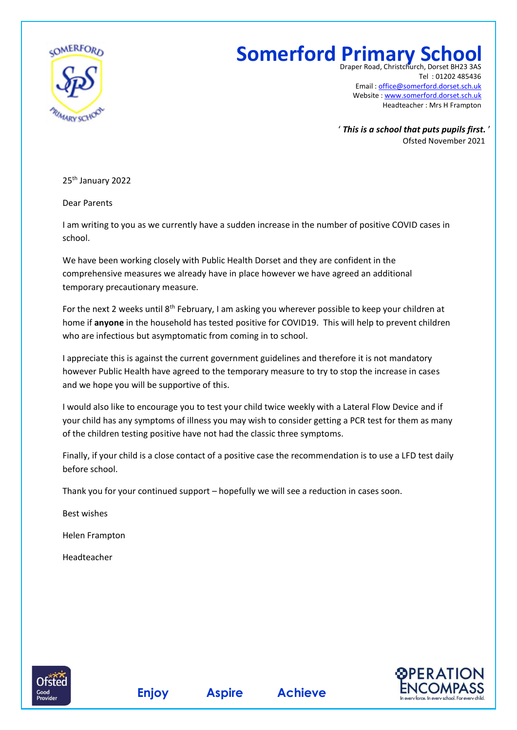# Somerford Primary School

Draper Road, Christchurch, Dorset BH23 3AS
Tel : 01202 485436
Email : office@somerford.dorset.sch.uk
Website : www.somerford.dorset.sch.uk
Headteacher : Mrs H Frampton

' ***This is a school that puts pupils first.*** '
Ofsted November 2021

25th January 2022

Dear Parents

I am writing to you as we currently have a sudden increase in the number of positive COVID cases in school.

We have been working closely with Public Health Dorset and they are confident in the comprehensive measures we already have in place however we have agreed an additional temporary precautionary measure.

For the next 2 weeks until 8th February, I am asking you wherever possible to keep your children at home if **anyone** in the household has tested positive for COVID19. This will help to prevent children who are infectious but asymptomatic from coming in to school.

I appreciate this is against the current government guidelines and therefore it is not mandatory however Public Health have agreed to the temporary measure to try to stop the increase in cases and we hope you will be supportive of this.

I would also like to encourage you to test your child twice weekly with a Lateral Flow Device and if your child has any symptoms of illness you may wish to consider getting a PCR test for them as many of the children testing positive have not had the classic three symptoms.

Finally, if your child is a close contact of a positive case the recommendation is to use a LFD test daily before school.

Thank you for your continued support – hopefully we will see a reduction in cases soon.

Best wishes

Helen Frampton

Headteacher

**Enjoy** **Aspire** **Achieve**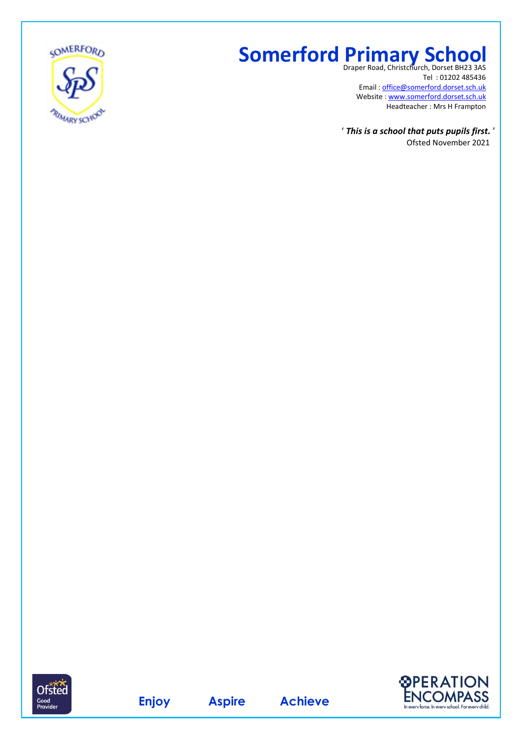# Somerford Primary School

Draper Road, Christchurch, Dorset BH23 3AS
Tel : 01202 485436
Email : office@somerford.dorset.sch.uk
Website : www.somerford.dorset.sch.uk
Headteacher : Mrs H Frampton

' ***This is a school that puts pupils first.*** '
Ofsted November 2021

Ofsted Good Provider

**Enjoy** **Aspire** **Achieve**

OPERATION ENCOMPASS
In every force. In every school. For every child.